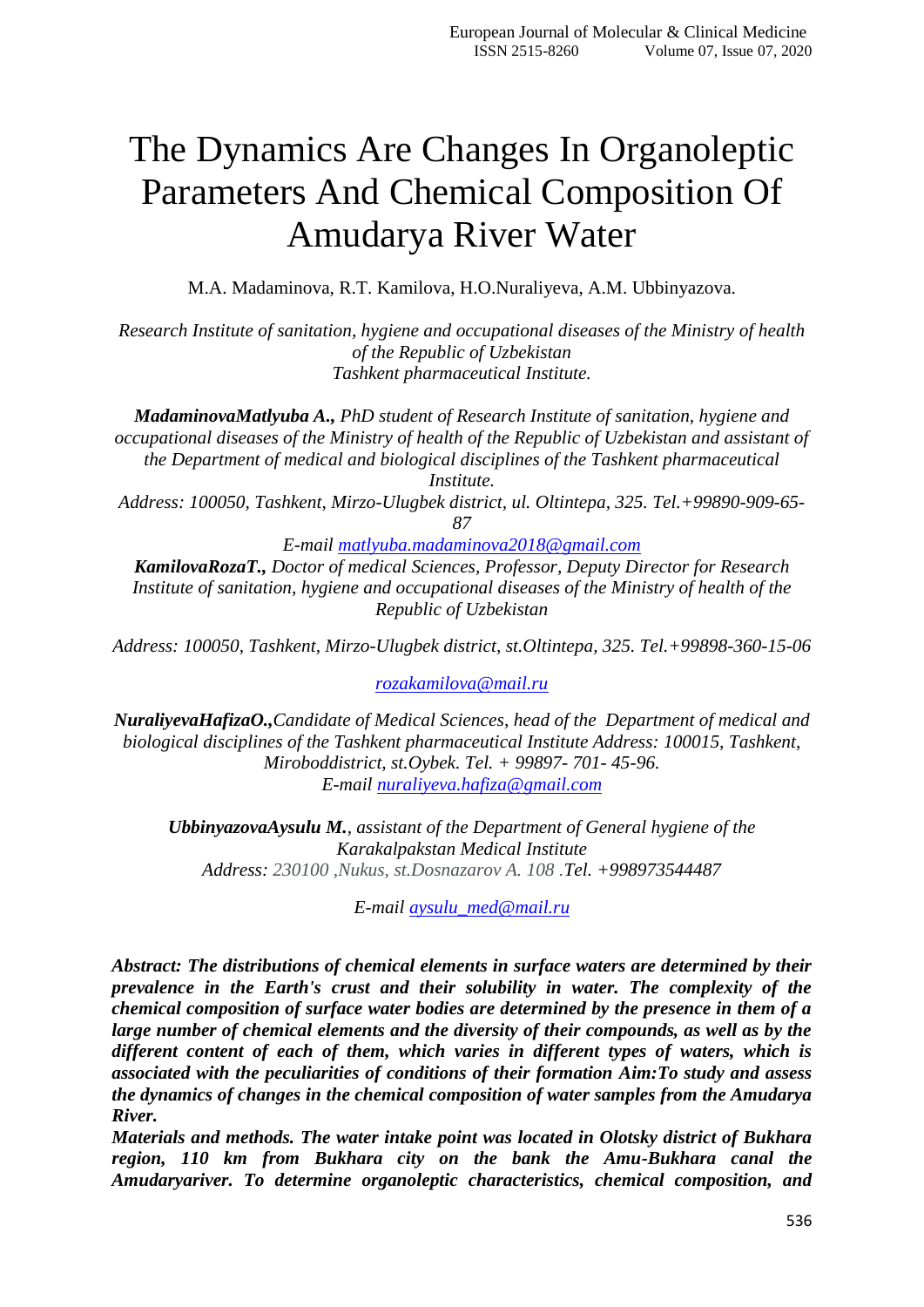# The Dynamics Are Changes In Organoleptic Parameters And Chemical Composition Of Amudarya River Water

M.A. Madaminova, R.T. Kamilova, H.O.Nuraliyeva, A.M. Ubbinyazova.

*Research Institute of sanitation, hygiene and occupational diseases of the Ministry of health of the Republic of Uzbekistan*
*Tashkent pharmaceutical Institute.*

***MadaminovaMatlyuba A.,*** *PhD student of Research Institute of sanitation, hygiene and occupational diseases of the Ministry of health of the Republic of Uzbekistan and assistant of the Department of medical and biological disciplines of the Tashkent pharmaceutical Institute.*
*Address: 100050, Tashkent, Mirzo-Ulugbek district, ul. Oltintepa, 325. Tel.+99890-909-65-87*
*E-mail [matlyuba.madaminova2018@gmail.com](mailto:matlyuba.madaminova2018@gmail.com)*
***KamilovaRozaT.,*** *Doctor of medical Sciences, Professor, Deputy Director for Research Institute of sanitation, hygiene and occupational diseases of the Ministry of health of the Republic of Uzbekistan*

*Address: 100050, Tashkent, Mirzo-Ulugbek district, st.Oltintepa, 325. Tel.+99898-360-15-06*

*[rozakamilova@mail.ru](mailto:rozakamilova@mail.ru)*

***NuraliyevaHafizaO.,****Candidate of Medical Sciences, head of the Department of medical and biological disciplines of the Tashkent pharmaceutical Institute Address: 100015, Tashkent, Miroboddistrict, st.Oybek. Tel. + 99897- 701- 45-96.*
*E-mail [nuraliyeva.hafiza@gmail.com](mailto:nuraliyeva.hafiza@gmail.com)*

***UbbinyazovaAysulu M.****, assistant of the Department of General hygiene of the Karakalpakstan Medical Institute*
*Address: 230100 ,Nukus, st.Dosnazarov A. 108 .Tel. +998973544487*

*E-mail [aysulu_med@mail.ru](mailto:aysulu_med@mail.ru)*

***Abstract: The distributions of chemical elements in surface waters are determined by their prevalence in the Earth's crust and their solubility in water. The complexity of the chemical composition of surface water bodies are determined by the presence in them of a large number of chemical elements and the diversity of their compounds, as well as by the different content of each of them, which varies in different types of waters, which is associated with the peculiarities of conditions of their formation Aim:To study and assess the dynamics of changes in the chemical composition of water samples from the Amudarya River.***

***Materials and methods. The water intake point was located in Olotsky district of Bukhara region, 110 km from Bukhara city on the bank the Amu-Bukhara canal the Amudaryariver. To determine organoleptic characteristics, chemical composition, and***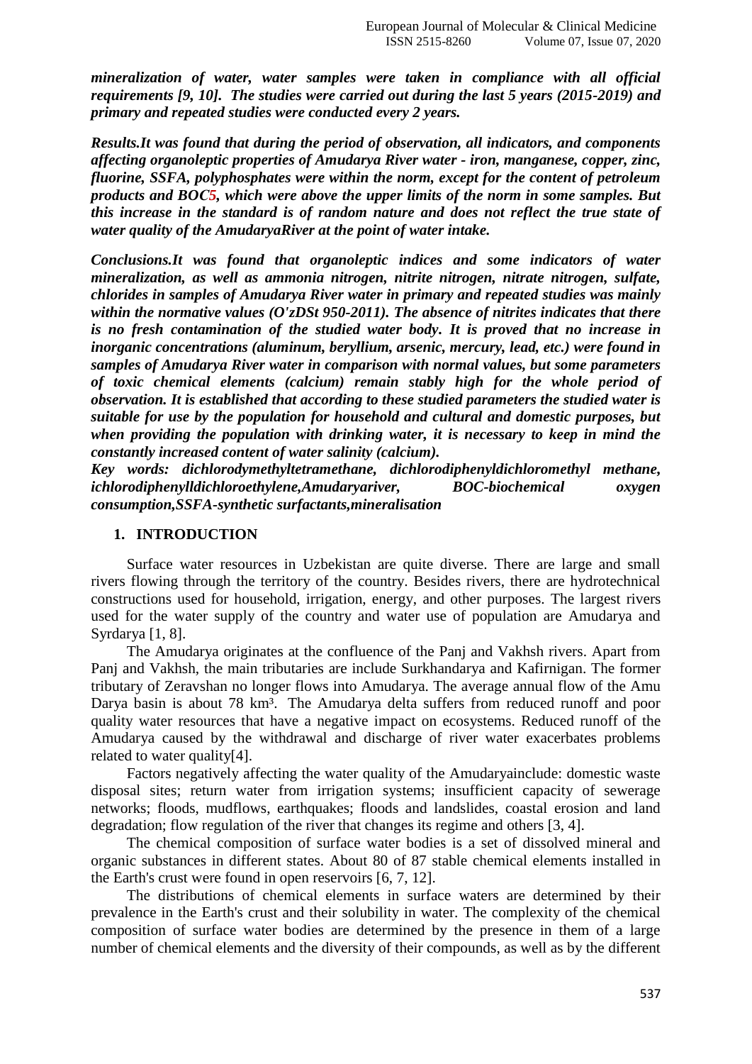***mineralization of water, water samples were taken in compliance with all official requirements [9, 10]. The studies were carried out during the last 5 years (2015-2019) and primary and repeated studies were conducted every 2 years.***

***Results.It was found that during the period of observation, all indicators, and components affecting organoleptic properties of Amudarya River water - iron, manganese, copper, zinc, fluorine, SSFA, polyphosphates were within the norm, except for the content of petroleum products and BOC5, which were above the upper limits of the norm in some samples. But this increase in the standard is of random nature and does not reflect the true state of water quality of the AmudaryaRiver at the point of water intake.***

***Conclusions.It was found that organoleptic indices and some indicators of water mineralization, as well as ammonia nitrogen, nitrite nitrogen, nitrate nitrogen, sulfate, chlorides in samples of Amudarya River water in primary and repeated studies was mainly within the normative values (O'zDSt 950-2011). The absence of nitrites indicates that there is no fresh contamination of the studied water body. It is proved that no increase in inorganic concentrations (aluminum, beryllium, arsenic, mercury, lead, etc.) were found in samples of Amudarya River water in comparison with normal values, but some parameters of toxic chemical elements (calcium) remain stably high for the whole period of observation. It is established that according to these studied parameters the studied water is suitable for use by the population for household and cultural and domestic purposes, but when providing the population with drinking water, it is necessary to keep in mind the constantly increased content of water salinity (calcium).***

***Key words: dichlorodymethyltetramethane, dichlorodiphenyldichloromethyl methane, ichlorodiphenylldichloroethylene,Amudaryariver, BOC-biochemical oxygen consumption,SSFA-synthetic surfactants,mineralisation***

## 1. INTRODUCTION

Surface water resources in Uzbekistan are quite diverse. There are large and small rivers flowing through the territory of the country. Besides rivers, there are hydrotechnical constructions used for household, irrigation, energy, and other purposes. The largest rivers used for the water supply of the country and water use of population are Amudarya and Syrdarya [1, 8].

The Amudarya originates at the confluence of the Panj and Vakhsh rivers. Apart from Panj and Vakhsh, the main tributaries are include Surkhandarya and Kafirnigan. The former tributary of Zeravshan no longer flows into Amudarya. The average annual flow of the Amu Darya basin is about 78 $km^3$. The Amudarya delta suffers from reduced runoff and poor quality water resources that have a negative impact on ecosystems. Reduced runoff of the Amudarya caused by the withdrawal and discharge of river water exacerbates problems related to water quality[4].

Factors negatively affecting the water quality of the Amudaryainclude: domestic waste disposal sites; return water from irrigation systems; insufficient capacity of sewerage networks; floods, mudflows, earthquakes; floods and landslides, coastal erosion and land degradation; flow regulation of the river that changes its regime and others [3, 4].

The chemical composition of surface water bodies is a set of dissolved mineral and organic substances in different states. About 80 of 87 stable chemical elements installed in the Earth's crust were found in open reservoirs [6, 7, 12].

The distributions of chemical elements in surface waters are determined by their prevalence in the Earth's crust and their solubility in water. The complexity of the chemical composition of surface water bodies are determined by the presence in them of a large number of chemical elements and the diversity of their compounds, as well as by the different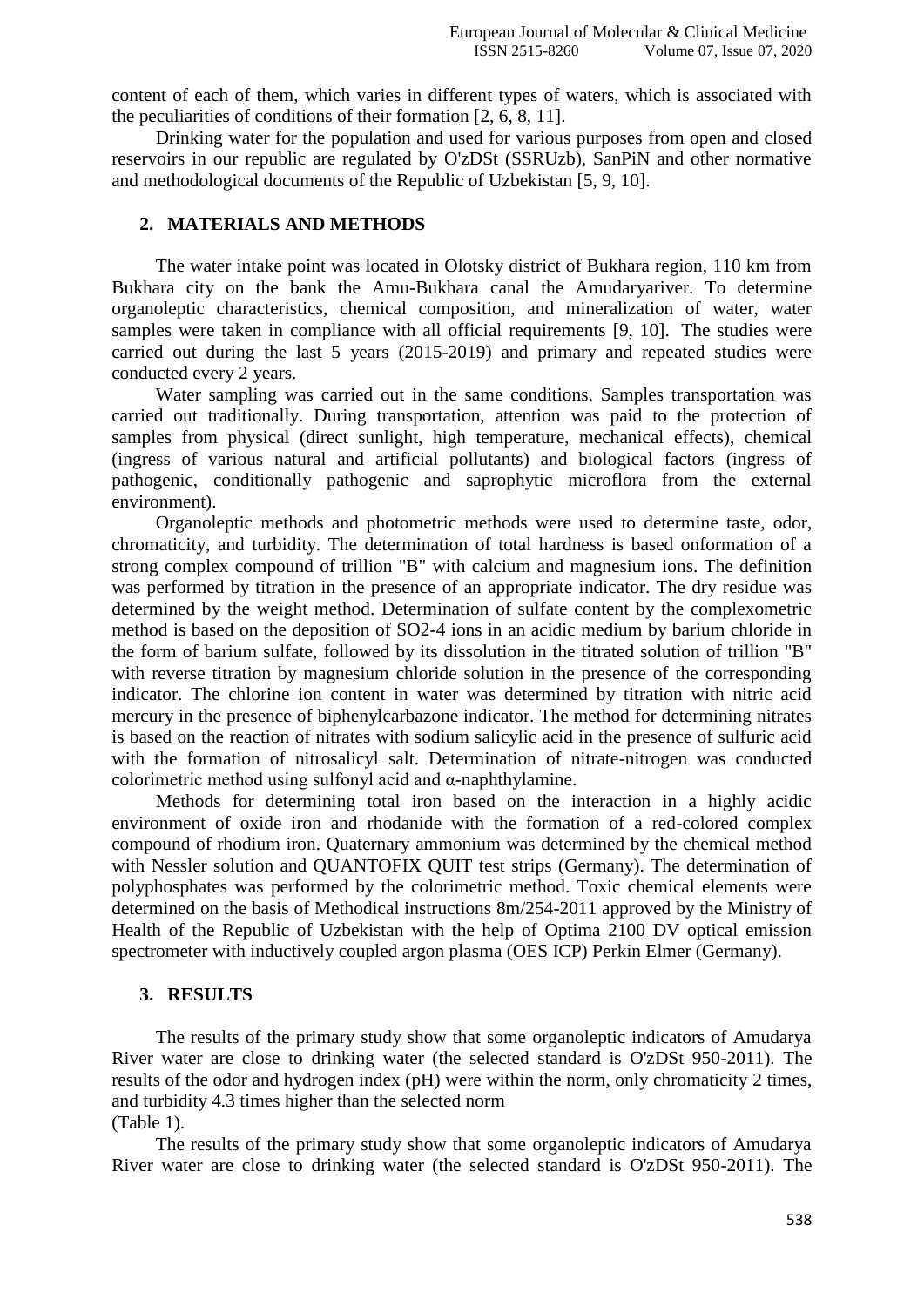content of each of them, which varies in different types of waters, which is associated with the peculiarities of conditions of their formation [2, 6, 8, 11].

Drinking water for the population and used for various purposes from open and closed reservoirs in our republic are regulated by O'zDSt (SSRUzb), SanPiN and other normative and methodological documents of the Republic of Uzbekistan [5, 9, 10].

## 2. MATERIALS AND METHODS

The water intake point was located in Olotsky district of Bukhara region, 110 km from Bukhara city on the bank the Amu-Bukhara canal the Amudaryariver. To determine organoleptic characteristics, chemical composition, and mineralization of water, water samples were taken in compliance with all official requirements [9, 10]. The studies were carried out during the last 5 years (2015-2019) and primary and repeated studies were conducted every 2 years.

Water sampling was carried out in the same conditions. Samples transportation was carried out traditionally. During transportation, attention was paid to the protection of samples from physical (direct sunlight, high temperature, mechanical effects), chemical (ingress of various natural and artificial pollutants) and biological factors (ingress of pathogenic, conditionally pathogenic and saprophytic microflora from the external environment).

Organoleptic methods and photometric methods were used to determine taste, odor, chromaticity, and turbidity. The determination of total hardness is based onformation of a strong complex compound of trillion "B" with calcium and magnesium ions. The definition was performed by titration in the presence of an appropriate indicator. The dry residue was determined by the weight method. Determination of sulfate content by the complexometric method is based on the deposition of $SO_4^{2-}$ ions in an acidic medium by barium chloride in the form of barium sulfate, followed by its dissolution in the titrated solution of trillion "B" with reverse titration by magnesium chloride solution in the presence of the corresponding indicator. The chlorine ion content in water was determined by titration with nitric acid mercury in the presence of biphenylcarbazone indicator. The method for determining nitrates is based on the reaction of nitrates with sodium salicylic acid in the presence of sulfuric acid with the formation of nitrosalicyl salt. Determination of nitrate-nitrogen was conducted colorimetric method using sulfonyl acid and α-naphthylamine.

Methods for determining total iron based on the interaction in a highly acidic environment of oxide iron and rhodanide with the formation of a red-colored complex compound of rhodium iron. Quaternary ammonium was determined by the chemical method with Nessler solution and QUANTOFIX QUIT test strips (Germany). The determination of polyphosphates was performed by the colorimetric method. Toxic chemical elements were determined on the basis of Methodical instructions 8m/254-2011 approved by the Ministry of Health of the Republic of Uzbekistan with the help of Optima 2100 DV optical emission spectrometer with inductively coupled argon plasma (OES ICP) Perkin Elmer (Germany).

## 3. RESULTS

The results of the primary study show that some organoleptic indicators of Amudarya River water are close to drinking water (the selected standard is O'zDSt 950-2011). The results of the odor and hydrogen index (pH) were within the norm, only chromaticity 2 times, and turbidity 4.3 times higher than the selected norm (Table 1).

The results of the primary study show that some organoleptic indicators of Amudarya River water are close to drinking water (the selected standard is O'zDSt 950-2011). The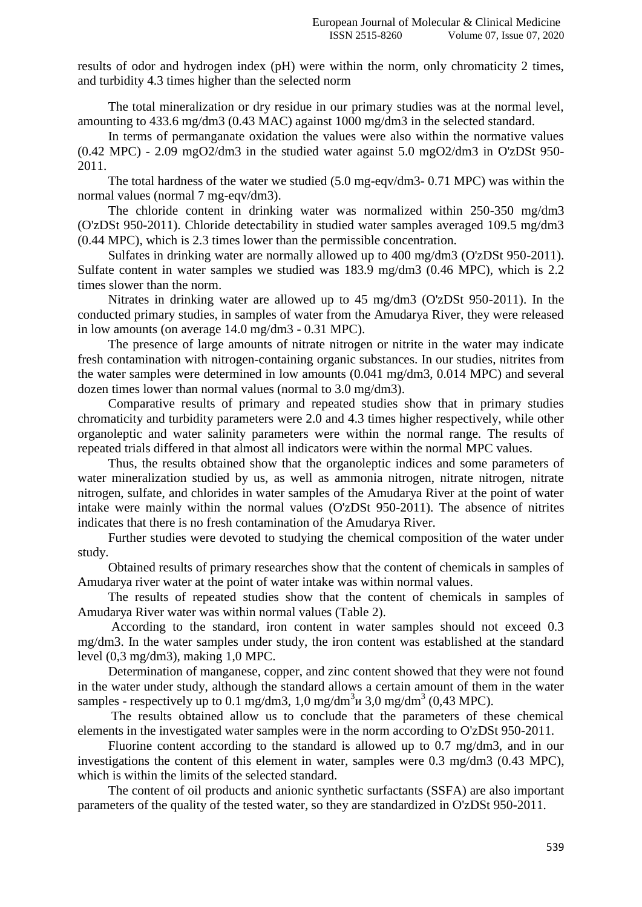results of odor and hydrogen index (pH) were within the norm, only chromaticity 2 times, and turbidity 4.3 times higher than the selected norm

The total mineralization or dry residue in our primary studies was at the normal level, amounting to 433.6 mg/dm3 (0.43 MAC) against 1000 mg/dm3 in the selected standard.

In terms of permanganate oxidation the values were also within the normative values (0.42 MPC) - 2.09 mgO2/dm3 in the studied water against 5.0 mgO2/dm3 in O'zDSt 950-2011.

The total hardness of the water we studied (5.0 mg-eqv/dm3- 0.71 MPC) was within the normal values (normal 7 mg-eqv/dm3).

The chloride content in drinking water was normalized within 250-350 mg/dm3 (O'zDSt 950-2011). Chloride detectability in studied water samples averaged 109.5 mg/dm3 (0.44 MPC), which is 2.3 times lower than the permissible concentration.

Sulfates in drinking water are normally allowed up to 400 mg/dm3 (O'zDSt 950-2011). Sulfate content in water samples we studied was 183.9 mg/dm3 (0.46 MPC), which is 2.2 times slower than the norm.

Nitrates in drinking water are allowed up to 45 mg/dm3 (O'zDSt 950-2011). In the conducted primary studies, in samples of water from the Amudarya River, they were released in low amounts (on average 14.0 mg/dm3 - 0.31 MPC).

The presence of large amounts of nitrate nitrogen or nitrite in the water may indicate fresh contamination with nitrogen-containing organic substances. In our studies, nitrites from the water samples were determined in low amounts (0.041 mg/dm3, 0.014 MPC) and several dozen times lower than normal values (normal to 3.0 mg/dm3).

Comparative results of primary and repeated studies show that in primary studies chromaticity and turbidity parameters were 2.0 and 4.3 times higher respectively, while other organoleptic and water salinity parameters were within the normal range. The results of repeated trials differed in that almost all indicators were within the normal MPC values.

Thus, the results obtained show that the organoleptic indices and some parameters of water mineralization studied by us, as well as ammonia nitrogen, nitrate nitrogen, nitrate nitrogen, sulfate, and chlorides in water samples of the Amudarya River at the point of water intake were mainly within the normal values (O'zDSt 950-2011). The absence of nitrites indicates that there is no fresh contamination of the Amudarya River.

Further studies were devoted to studying the chemical composition of the water under study.

Obtained results of primary researches show that the content of chemicals in samples of Amudarya river water at the point of water intake was within normal values.

The results of repeated studies show that the content of chemicals in samples of Amudarya River water was within normal values (Table 2).

According to the standard, iron content in water samples should not exceed 0.3 mg/dm3. In the water samples under study, the iron content was established at the standard level (0,3 mg/dm3), making 1,0 MPC.

Determination of manganese, copper, and zinc content showed that they were not found in the water under study, although the standard allows a certain amount of them in the water samples - respectively up to 0.1 mg/dm3, 1,0 mg/dm$^3$и 3,0 mg/dm$^3$ (0,43 MPC).

The results obtained allow us to conclude that the parameters of these chemical elements in the investigated water samples were in the norm according to O'zDSt 950-2011.

Fluorine content according to the standard is allowed up to 0.7 mg/dm3, and in our investigations the content of this element in water, samples were 0.3 mg/dm3 (0.43 MPC), which is within the limits of the selected standard.

The content of oil products and anionic synthetic surfactants (SSFA) are also important parameters of the quality of the tested water, so they are standardized in O'zDSt 950-2011.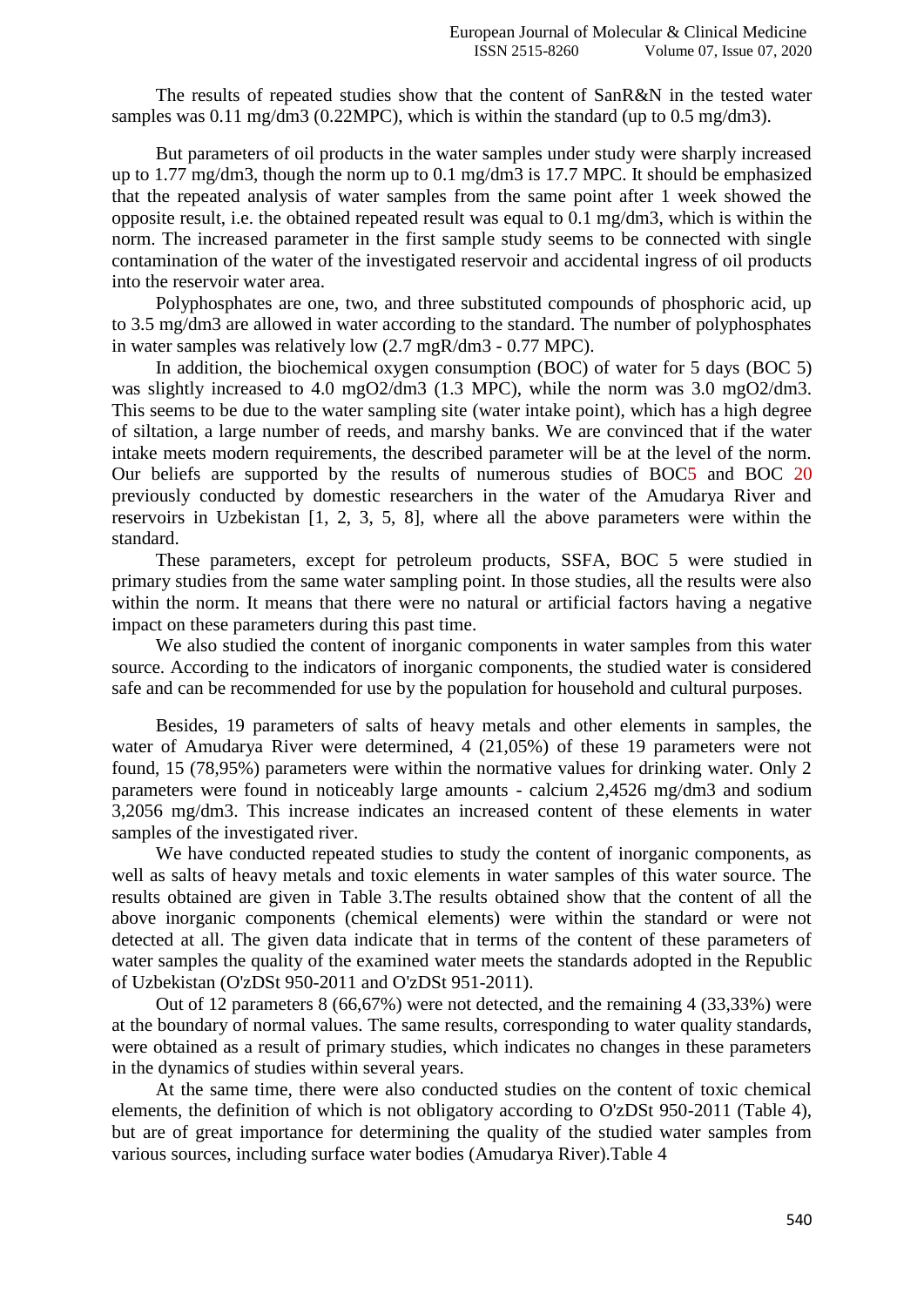The results of repeated studies show that the content of SanR&N in the tested water samples was 0.11 mg/dm3 (0.22MPC), which is within the standard (up to 0.5 mg/dm3).

But parameters of oil products in the water samples under study were sharply increased up to 1.77 mg/dm3, though the norm up to 0.1 mg/dm3 is 17.7 MPC. It should be emphasized that the repeated analysis of water samples from the same point after 1 week showed the opposite result, i.e. the obtained repeated result was equal to 0.1 mg/dm3, which is within the norm. The increased parameter in the first sample study seems to be connected with single contamination of the water of the investigated reservoir and accidental ingress of oil products into the reservoir water area.

Polyphosphates are one, two, and three substituted compounds of phosphoric acid, up to 3.5 mg/dm3 are allowed in water according to the standard. The number of polyphosphates in water samples was relatively low (2.7 mgR/dm3 - 0.77 MPC).

In addition, the biochemical oxygen consumption (BOC) of water for 5 days (BOC 5) was slightly increased to 4.0 mgO2/dm3 (1.3 MPC), while the norm was 3.0 mgO2/dm3. This seems to be due to the water sampling site (water intake point), which has a high degree of siltation, a large number of reeds, and marshy banks. We are convinced that if the water intake meets modern requirements, the described parameter will be at the level of the norm. Our beliefs are supported by the results of numerous studies of BOC5 and BOC 20 previously conducted by domestic researchers in the water of the Amudarya River and reservoirs in Uzbekistan [1, 2, 3, 5, 8], where all the above parameters were within the standard.

These parameters, except for petroleum products, SSFA, BOC 5 were studied in primary studies from the same water sampling point. In those studies, all the results were also within the norm. It means that there were no natural or artificial factors having a negative impact on these parameters during this past time.

We also studied the content of inorganic components in water samples from this water source. According to the indicators of inorganic components, the studied water is considered safe and can be recommended for use by the population for household and cultural purposes.

Besides, 19 parameters of salts of heavy metals and other elements in samples, the water of Amudarya River were determined, 4 (21,05%) of these 19 parameters were not found, 15 (78,95%) parameters were within the normative values for drinking water. Only 2 parameters were found in noticeably large amounts - calcium 2,4526 mg/dm3 and sodium 3,2056 mg/dm3. This increase indicates an increased content of these elements in water samples of the investigated river.

We have conducted repeated studies to study the content of inorganic components, as well as salts of heavy metals and toxic elements in water samples of this water source. The results obtained are given in Table 3.The results obtained show that the content of all the above inorganic components (chemical elements) were within the standard or were not detected at all. The given data indicate that in terms of the content of these parameters of water samples the quality of the examined water meets the standards adopted in the Republic of Uzbekistan (O'zDSt 950-2011 and O'zDSt 951-2011).

Out of 12 parameters 8 (66,67%) were not detected, and the remaining 4 (33,33%) were at the boundary of normal values. The same results, corresponding to water quality standards, were obtained as a result of primary studies, which indicates no changes in these parameters in the dynamics of studies within several years.

At the same time, there were also conducted studies on the content of toxic chemical elements, the definition of which is not obligatory according to O'zDSt 950-2011 (Table 4), but are of great importance for determining the quality of the studied water samples from various sources, including surface water bodies (Amudarya River).Table 4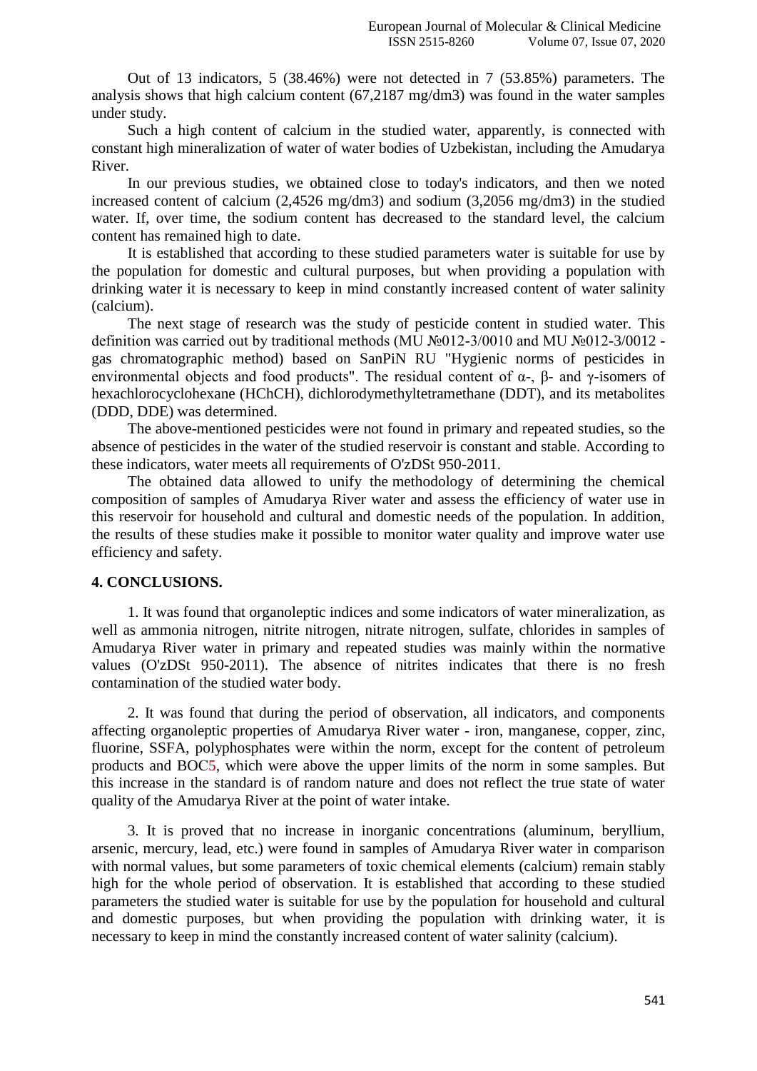Out of 13 indicators, 5 (38.46%) were not detected in 7 (53.85%) parameters. The analysis shows that high calcium content (67,2187 mg/dm3) was found in the water samples under study.

Such a high content of calcium in the studied water, apparently, is connected with constant high mineralization of water of water bodies of Uzbekistan, including the Amudarya River.

In our previous studies, we obtained close to today's indicators, and then we noted increased content of calcium (2,4526 mg/dm3) and sodium (3,2056 mg/dm3) in the studied water. If, over time, the sodium content has decreased to the standard level, the calcium content has remained high to date.

It is established that according to these studied parameters water is suitable for use by the population for domestic and cultural purposes, but when providing a population with drinking water it is necessary to keep in mind constantly increased content of water salinity (calcium).

The next stage of research was the study of pesticide content in studied water. This definition was carried out by traditional methods (MU №012-3/0010 and MU №012-3/0012 - gas chromatographic method) based on SanPiN RU "Hygienic norms of pesticides in environmental objects and food products". The residual content of α-, β- and γ-isomers of hexachlorocyclohexane (HChCH), dichlorodymethyltetramethane (DDT), and its metabolites (DDD, DDE) was determined.

The above-mentioned pesticides were not found in primary and repeated studies, so the absence of pesticides in the water of the studied reservoir is constant and stable. According to these indicators, water meets all requirements of O'zDSt 950-2011.

The obtained data allowed to unify the methodology of determining the chemical composition of samples of Amudarya River water and assess the efficiency of water use in this reservoir for household and cultural and domestic needs of the population. In addition, the results of these studies make it possible to monitor water quality and improve water use efficiency and safety.

## 4. CONCLUSIONS.

1. It was found that organoleptic indices and some indicators of water mineralization, as well as ammonia nitrogen, nitrite nitrogen, nitrate nitrogen, sulfate, chlorides in samples of Amudarya River water in primary and repeated studies was mainly within the normative values (O'zDSt 950-2011). The absence of nitrites indicates that there is no fresh contamination of the studied water body.

2. It was found that during the period of observation, all indicators, and components affecting organoleptic properties of Amudarya River water - iron, manganese, copper, zinc, fluorine, SSFA, polyphosphates were within the norm, except for the content of petroleum products and BOC5, which were above the upper limits of the norm in some samples. But this increase in the standard is of random nature and does not reflect the true state of water quality of the Amudarya River at the point of water intake.

3. It is proved that no increase in inorganic concentrations (aluminum, beryllium, arsenic, mercury, lead, etc.) were found in samples of Amudarya River water in comparison with normal values, but some parameters of toxic chemical elements (calcium) remain stably high for the whole period of observation. It is established that according to these studied parameters the studied water is suitable for use by the population for household and cultural and domestic purposes, but when providing the population with drinking water, it is necessary to keep in mind the constantly increased content of water salinity (calcium).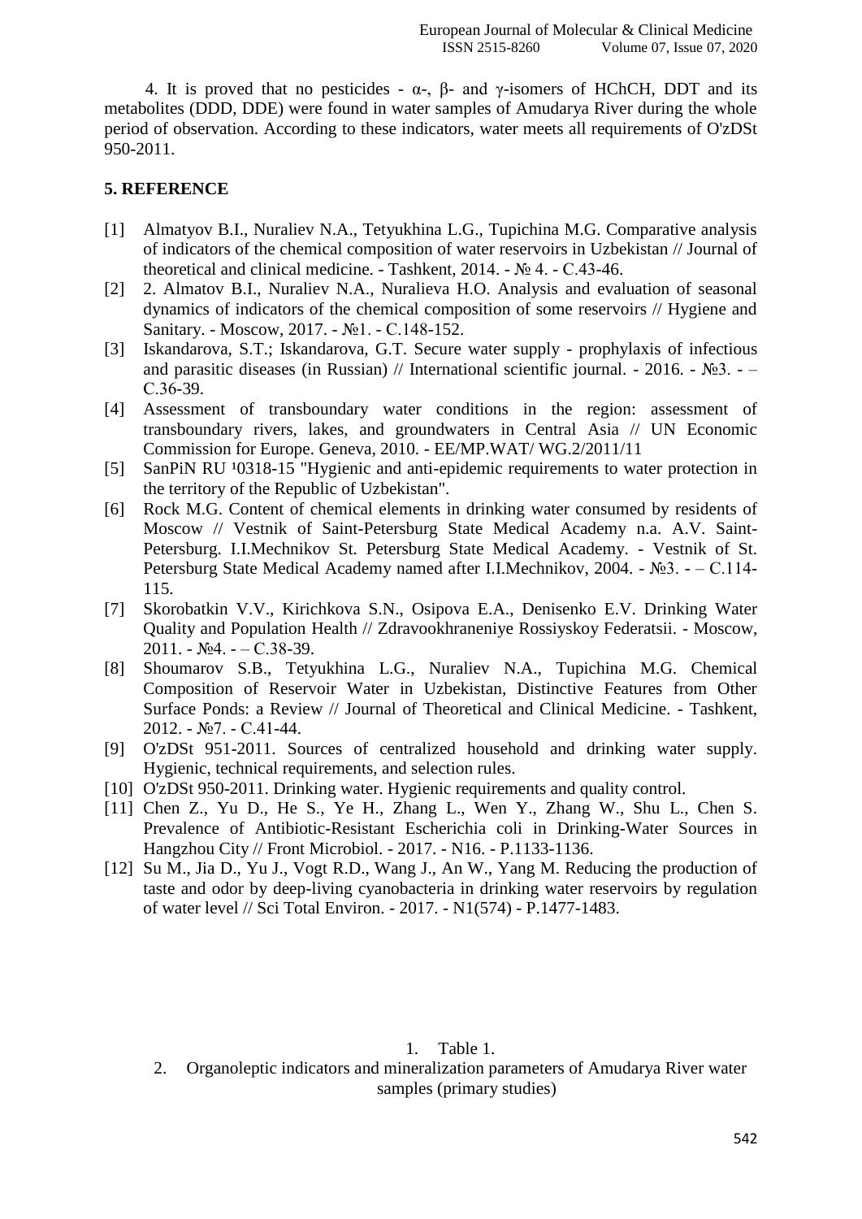4. It is proved that no pesticides - α-, β- and γ-isomers of HChCH, DDT and its metabolites (DDD, DDE) were found in water samples of Amudarya River during the whole period of observation. According to these indicators, water meets all requirements of O'zDSt 950-2011.

## 5. REFERENCE

[1] Almatyov B.I., Nuraliev N.A., Tetyukhina L.G., Tupichina M.G. Comparative analysis of indicators of the chemical composition of water reservoirs in Uzbekistan // Journal of theoretical and clinical medicine. - Tashkent, 2014. - № 4. - С.43-46.

[2] 2. Almatov B.I., Nuraliev N.A., Nuralieva H.O. Analysis and evaluation of seasonal dynamics of indicators of the chemical composition of some reservoirs // Hygiene and Sanitary. - Moscow, 2017. - №1. - С.148-152.

[3] Iskandarova, S.T.; Iskandarova, G.T. Secure water supply - prophylaxis of infectious and parasitic diseases (in Russian) // International scientific journal. - 2016. - №3. - – С.36-39.

[4] Assessment of transboundary water conditions in the region: assessment of transboundary rivers, lakes, and groundwaters in Central Asia // UN Economic Commission for Europe. Geneva, 2010. - EE/MP.WAT/ WG.2/2011/11

[5] SanPiN RU ¹0318-15 "Hygienic and anti-epidemic requirements to water protection in the territory of the Republic of Uzbekistan".

[6] Rock M.G. Content of chemical elements in drinking water consumed by residents of Moscow // Vestnik of Saint-Petersburg State Medical Academy n.a. A.V. Saint-Petersburg. I.I.Mechnikov St. Petersburg State Medical Academy. - Vestnik of St. Petersburg State Medical Academy named after I.I.Mechnikov, 2004. - №3. - – С.114-115.

[7] Skorobatkin V.V., Kirichkova S.N., Osipova E.A., Denisenko E.V. Drinking Water Quality and Population Health // Zdravookhraneniye Rossiyskoy Federatsii. - Moscow, 2011. - №4. - – С.38-39.

[8] Shoumarov S.B., Tetyukhina L.G., Nuraliev N.A., Tupichina M.G. Chemical Composition of Reservoir Water in Uzbekistan, Distinctive Features from Other Surface Ponds: a Review // Journal of Theoretical and Clinical Medicine. - Tashkent, 2012. - №7. - С.41-44.

[9] O'zDSt 951-2011. Sources of centralized household and drinking water supply. Hygienic, technical requirements, and selection rules.

[10] O'zDSt 950-2011. Drinking water. Hygienic requirements and quality control.

[11] Chen Z., Yu D., He S., Ye H., Zhang L., Wen Y., Zhang W., Shu L., Chen S. Prevalence of Antibiotic-Resistant Escherichia coli in Drinking-Water Sources in Hangzhou City // Front Microbiol. - 2017. - N16. - P.1133-1136.

[12] Su M., Jia D., Yu J., Vogt R.D., Wang J., An W., Yang M. Reducing the production of taste and odor by deep-living cyanobacteria in drinking water reservoirs by regulation of water level // Sci Total Environ. - 2017. - N1(574) - P.1477-1483.

1. Table 1.
2. Organoleptic indicators and mineralization parameters of Amudarya River water samples (primary studies)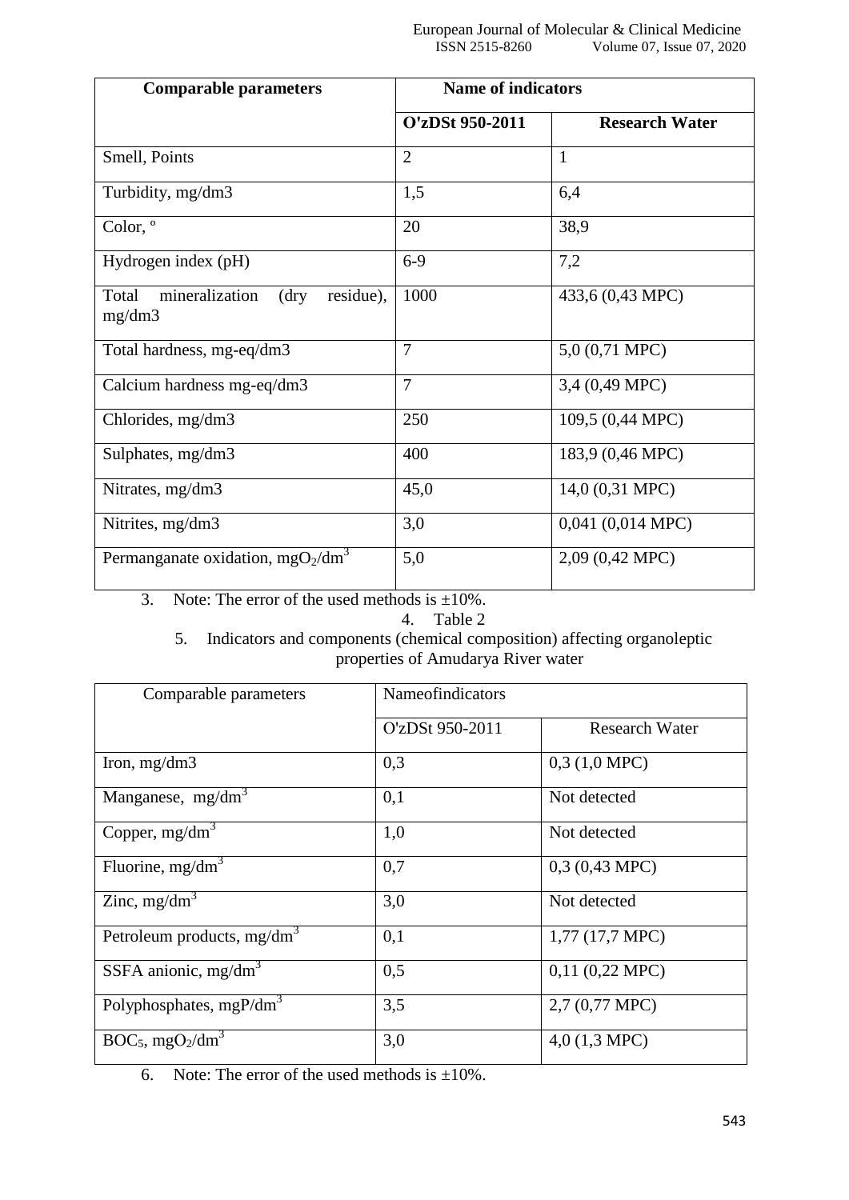| **Comparable parameters** | **Name of indicators** | |
|---|---|---|
| | **O'zDSt 950-2011** | **Research Water** |
| Smell, Points | 2 | 1 |
| Turbidity, mg/dm3 | 1,5 | 6,4 |
| Color, ° | 20 | 38,9 |
| Hydrogen index (pH) | 6-9 | 7,2 |
| Total mineralization (dry residue), mg/dm3 | 1000 | 433,6 (0,43 MPC) |
| Total hardness, mg-eq/dm3 | 7 | 5,0 (0,71 MPC) |
| Calcium hardness mg-eq/dm3 | 7 | 3,4 (0,49 MPC) |
| Chlorides, mg/dm3 | 250 | 109,5 (0,44 MPC) |
| Sulphates, mg/dm3 | 400 | 183,9 (0,46 MPC) |
| Nitrates, mg/dm3 | 45,0 | 14,0 (0,31 MPC) |
| Nitrites, mg/dm3 | 3,0 | 0,041 (0,014 MPC) |
| Permanganate oxidation, $mgO_2/dm^3$ | 5,0 | 2,09 (0,42 MPC) |

3. Note: The error of the used methods is ±10%.

4. Table 2

5. Indicators and components (chemical composition) affecting organoleptic properties of Amudarya River water

| Comparable parameters | Nameofindicators | |
|---|---|---|
| | O'zDSt 950-2011 | Research Water |
| Iron, mg/dm3 | 0,3 | 0,3 (1,0 MPC) |
| Manganese, $mg/dm^3$ | 0,1 | Not detected |
| Copper, $mg/dm^3$ | 1,0 | Not detected |
| Fluorine, $mg/dm^3$ | 0,7 | 0,3 (0,43 MPC) |
| Zinc, $mg/dm^3$ | 3,0 | Not detected |
| Petroleum products, $mg/dm^3$ | 0,1 | 1,77 (17,7 MPC) |
| SSFA anionic, $mg/dm^3$ | 0,5 | 0,11 (0,22 MPC) |
| Polyphosphates, $mgP/dm^3$ | 3,5 | 2,7 (0,77 MPC) |
| $BOC_5$, $mgO_2/dm^3$ | 3,0 | 4,0 (1,3 MPC) |

6. Note: The error of the used methods is ±10%.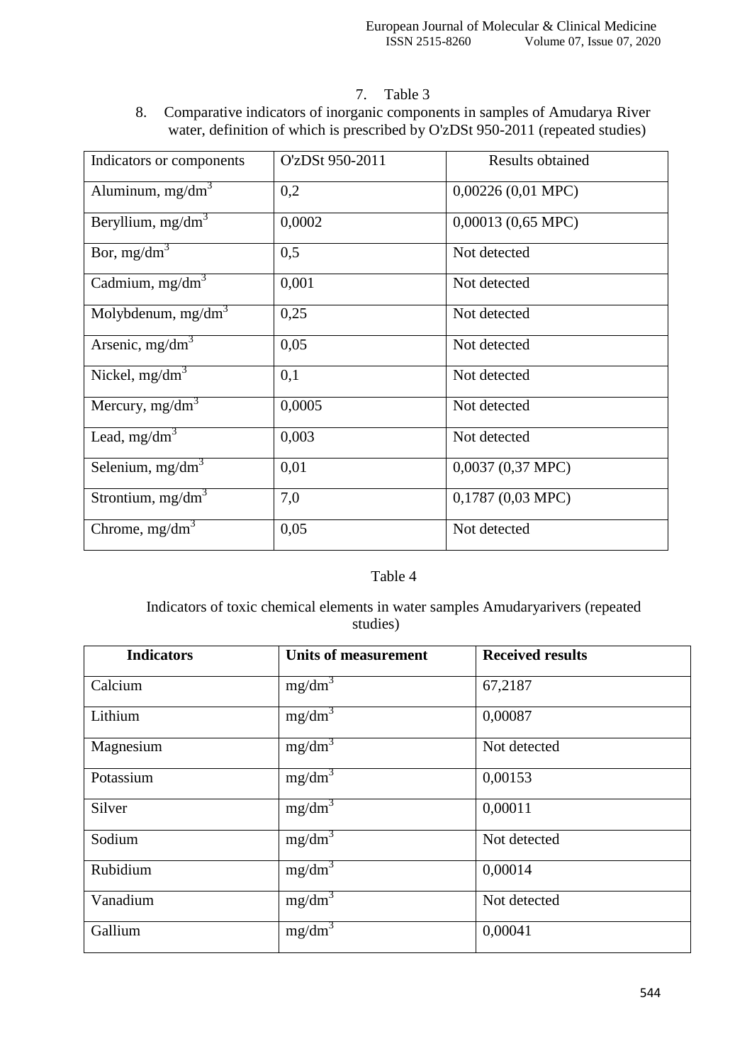7. Table 3

8. Comparative indicators of inorganic components in samples of Amudarya River water, definition of which is prescribed by O'zDSt 950-2011 (repeated studies)

| Indicators or components | O'zDSt 950-2011 | Results obtained |
|---|---|---|
| Aluminum, $mg/dm^3$ | 0,2 | 0,00226 (0,01 MPC) |
| Beryllium, $mg/dm^3$ | 0,0002 | 0,00013 (0,65 MPC) |
| Bor, $mg/dm^3$ | 0,5 | Not detected |
| Cadmium, $mg/dm^3$ | 0,001 | Not detected |
| Molybdenum, $mg/dm^3$ | 0,25 | Not detected |
| Arsenic, $mg/dm^3$ | 0,05 | Not detected |
| Nickel, $mg/dm^3$ | 0,1 | Not detected |
| Mercury, $mg/dm^3$ | 0,0005 | Not detected |
| Lead, $mg/dm^3$ | 0,003 | Not detected |
| Selenium, $mg/dm^3$ | 0,01 | 0,0037 (0,37 MPC) |
| Strontium, $mg/dm^3$ | 7,0 | 0,1787 (0,03 MPC) |
| Chrome, $mg/dm^3$ | 0,05 | Not detected |

Table 4

Indicators of toxic chemical elements in water samples Amudaryarivers (repeated studies)

| **Indicators** | **Units of measurement** | **Received results** |
|---|---|---|
| Calcium | $mg/dm^3$ | 67,2187 |
| Lithium | $mg/dm^3$ | 0,00087 |
| Magnesium | $mg/dm^3$ | Not detected |
| Potassium | $mg/dm^3$ | 0,00153 |
| Silver | $mg/dm^3$ | 0,00011 |
| Sodium | $mg/dm^3$ | Not detected |
| Rubidium | $mg/dm^3$ | 0,00014 |
| Vanadium | $mg/dm^3$ | Not detected |
| Gallium | $mg/dm^3$ | 0,00041 |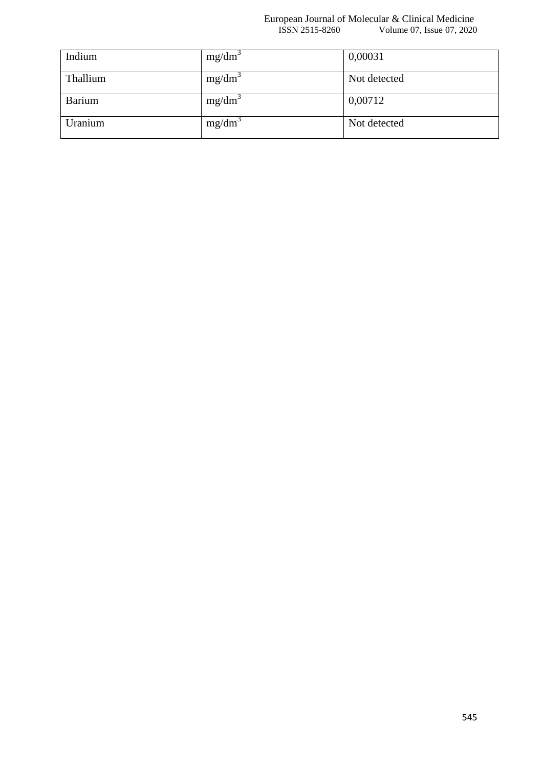| | | |
|---|---|---|
| Indium | $mg/dm^3$ | 0,00031 |
| Thallium | $mg/dm^3$ | Not detected |
| Barium | $mg/dm^3$ | 0,00712 |
| Uranium | $mg/dm^3$ | Not detected |